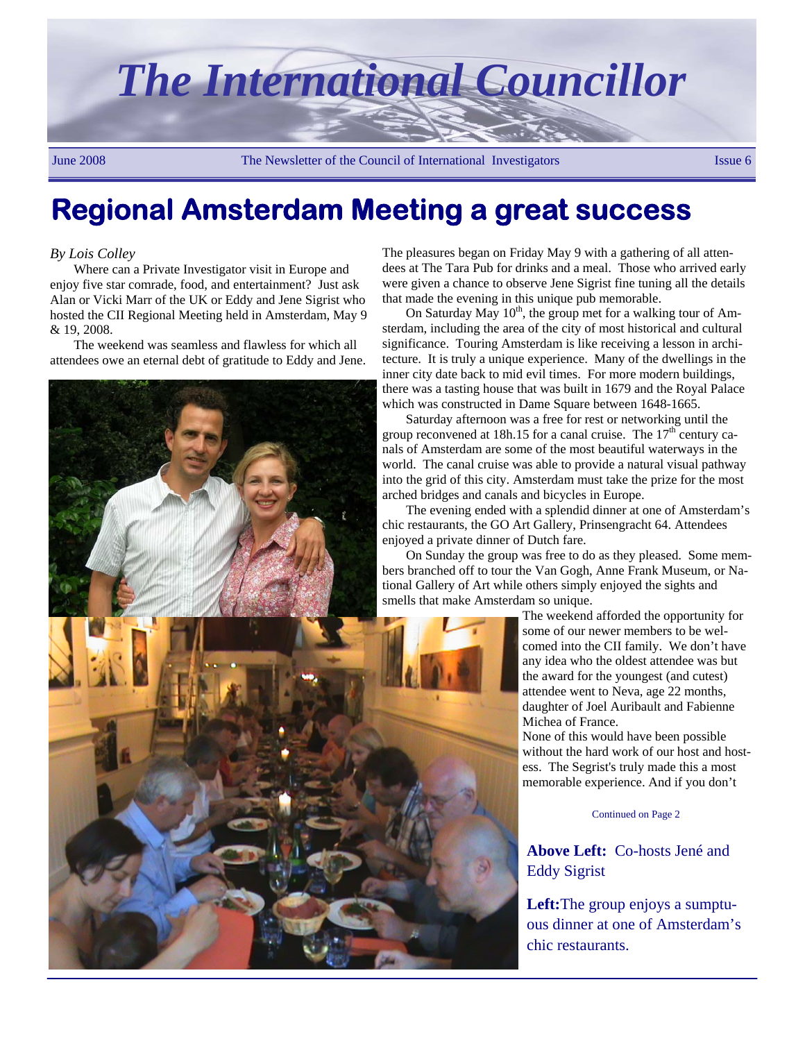# The International Councillor

June 2008 — The Newsletter of the Council of International Investigators — Issue 6

## Regional Amsterdam Meeting a great success

*By Lois Colley*

Where can a Private Investigator visit in Europe and enjoy five star comrade, food, and entertainment? Just ask Alan or Vicki Marr of the UK or Eddy and Jene Sigrist who hosted the CII Regional Meeting held in Amsterdam, May 9 & 19, 2008.

The weekend was seamless and flawless for which all attendees owe an eternal debt of gratitude to Eddy and Jene.

The pleasures began on Friday May 9 with a gathering of all attendees at The Tara Pub for drinks and a meal. Those who arrived early were given a chance to observe Jene Sigrist fine tuning all the details that made the evening in this unique pub memorable.

On Saturday May 10th, the group met for a walking tour of Amsterdam, including the area of the city of most historical and cultural significance. Touring Amsterdam is like receiving a lesson in architecture. It is truly a unique experience. Many of the dwellings in the inner city date back to mid evil times. For more modern buildings, there was a tasting house that was built in 1679 and the Royal Palace which was constructed in Dame Square between 1648-1665.

Saturday afternoon was a free for rest or networking until the group reconvened at 18h.15 for a canal cruise. The 17th century canals of Amsterdam are some of the most beautiful waterways in the world. The canal cruise was able to provide a natural visual pathway into the grid of this city. Amsterdam must take the prize for the most arched bridges and canals and bicycles in Europe.

The evening ended with a splendid dinner at one of Amsterdam's chic restaurants, the GO Art Gallery, Prinsengracht 64. Attendees enjoyed a private dinner of Dutch fare.

On Sunday the group was free to do as they pleased. Some members branched off to tour the Van Gogh, Anne Frank Museum, or National Gallery of Art while others simply enjoyed the sights and smells that make Amsterdam so unique.

The weekend afforded the opportunity for some of our newer members to be welcomed into the CII family. We don't have any idea who the oldest attendee was but the award for the youngest (and cutest) attendee went to Neva, age 22 months, daughter of Joel Auribault and Fabienne Michea of France.

None of this would have been possible without the hard work of our host and hostess. The Segrist's truly made this a most memorable experience. And if you don't

Continued on Page 2

**Above Left:** Co-hosts Jené and Eddy Sigrist

**Left:** The group enjoys a sumptuous dinner at one of Amsterdam's chic restaurants.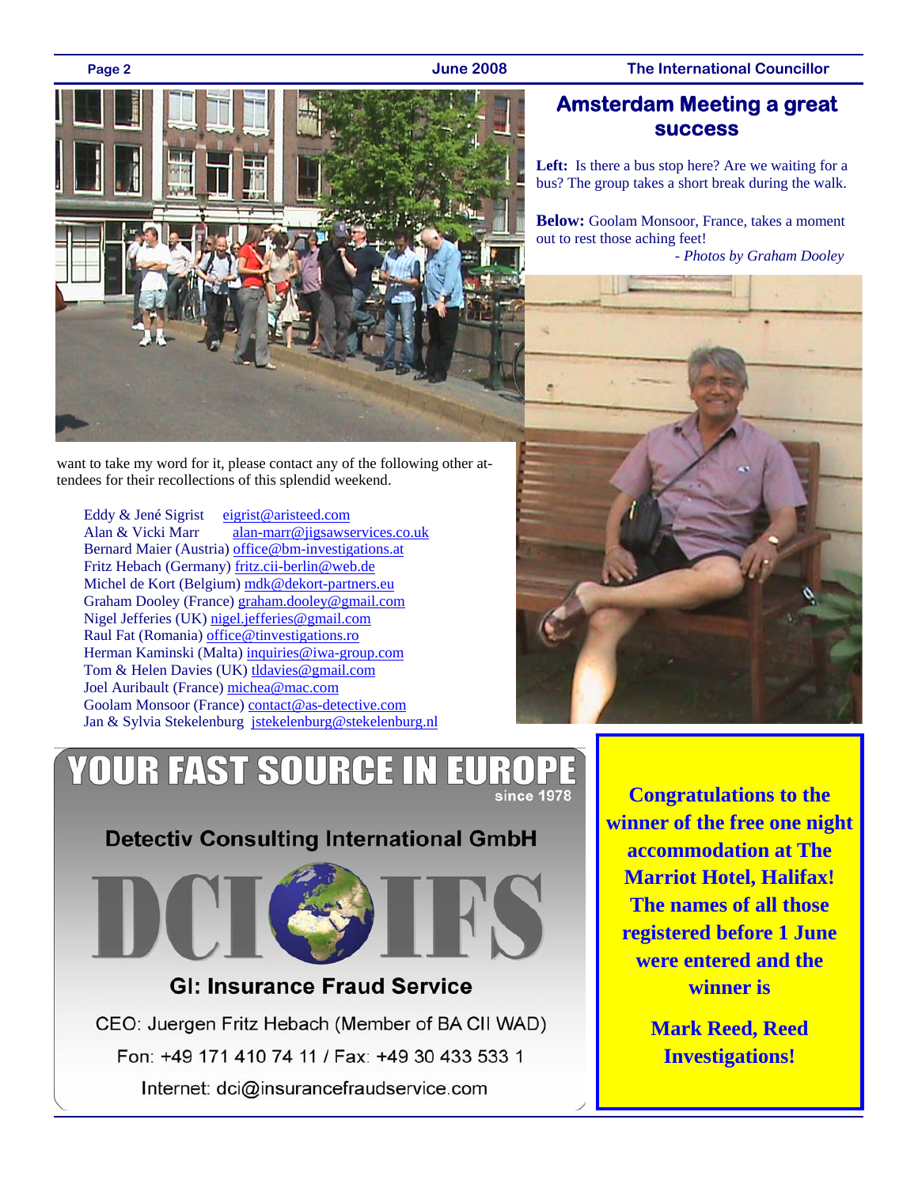## Amsterdam Meeting a great success

**Left:** Is there a bus stop here? Are we waiting for a bus? The group takes a short break during the walk.

**Below:** Goolam Monsoor, France, takes a moment out to rest those aching feet!

*- Photos by Graham Dooley*

want to take my word for it, please contact any of the following other attendees for their recollections of this splendid weekend.

Eddy & Jené Sigrist eigrist@aristeed.com
Alan & Vicki Marr alan-marr@jigsawservices.co.uk
Bernard Maier (Austria) office@bm-investigations.at
Fritz Hebach (Germany) fritz.cii-berlin@web.de
Michel de Kort (Belgium) mdk@dekort-partners.eu
Graham Dooley (France) graham.dooley@gmail.com
Nigel Jefferies (UK) nigel.jefferies@gmail.com
Raul Fat (Romania) office@tinvestigations.ro
Herman Kaminski (Malta) inquiries@iwa-group.com
Tom & Helen Davies (UK) tldavies@gmail.com
Joel Auribault (France) michea@mac.com
Goolam Monsoor (France) contact@as-detective.com
Jan & Sylvia Stekelenburg jstekelenburg@stekelenburg.nl

**YOUR FAST SOURCE IN EUROPE**
since 1978

**Detectiv Consulting International GmbH**

**DCI IFS**

**GI: Insurance Fraud Service**

CEO: Juergen Fritz Hebach (Member of BA CII WAD)
Fon: +49 171 410 74 11 / Fax: +49 30 433 533 1
Internet: dci@insurancefraudservice.com

**Congratulations to the winner of the free one night accommodation at The Marriot Hotel, Halifax! The names of all those registered before 1 June were entered and the winner is**

**Mark Reed, Reed Investigations!**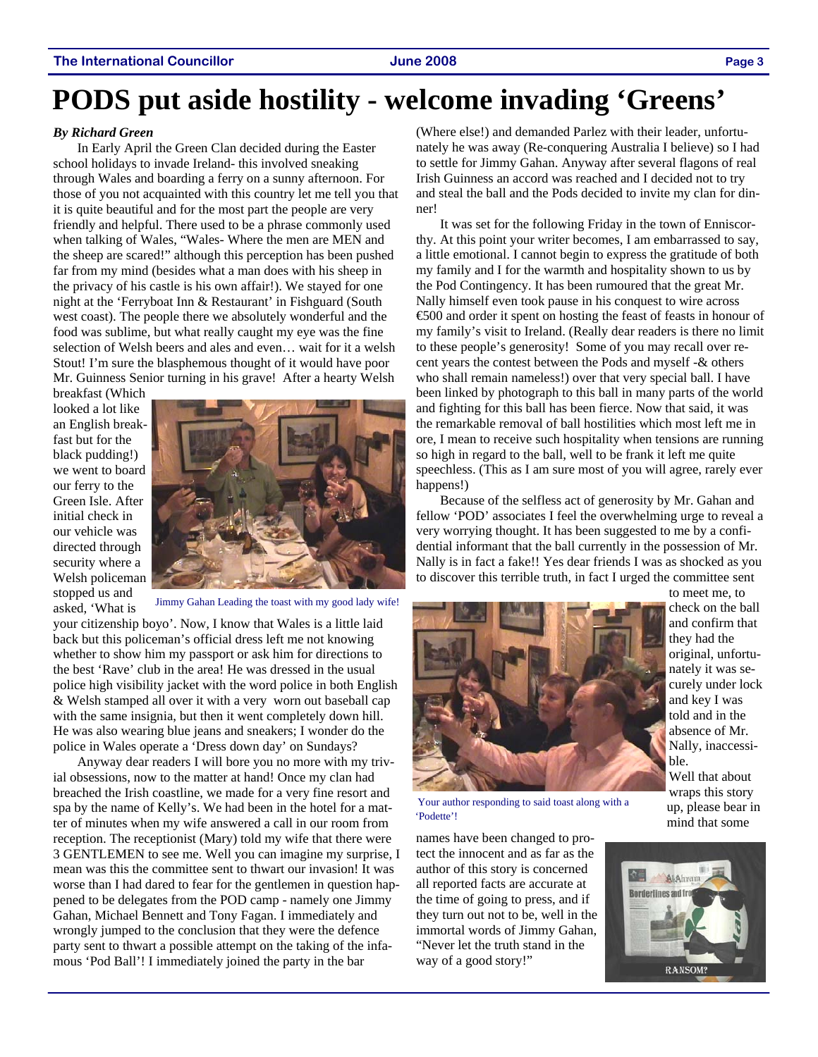# PODS put aside hostility - welcome invading 'Greens'

***By Richard Green***

In Early April the Green Clan decided during the Easter school holidays to invade Ireland- this involved sneaking through Wales and boarding a ferry on a sunny afternoon. For those of you not acquainted with this country let me tell you that it is quite beautiful and for the most part the people are very friendly and helpful. There used to be a phrase commonly used when talking of Wales, "Wales- Where the men are MEN and the sheep are scared!" although this perception has been pushed far from my mind (besides what a man does with his sheep in the privacy of his castle is his own affair!). We stayed for one night at the 'Ferryboat Inn & Restaurant' in Fishguard (South west coast). The people there we absolutely wonderful and the food was sublime, but what really caught my eye was the fine selection of Welsh beers and ales and even… wait for it a welsh Stout! I'm sure the blasphemous thought of it would have poor Mr. Guinness Senior turning in his grave! After a hearty Welsh breakfast (Which looked a lot like an English breakfast but for the black pudding!) we went to board our ferry to the Green Isle. After initial check in our vehicle was directed through security where a Welsh policeman stopped us and asked, 'What is your citizenship boyo'. Now, I know that Wales is a little laid back but this policeman's official dress left me not knowing whether to show him my passport or ask him for directions to the best 'Rave' club in the area! He was dressed in the usual police high visibility jacket with the word police in both English & Welsh stamped all over it with a very worn out baseball cap with the same insignia, but then it went completely down hill. He was also wearing blue jeans and sneakers; I wonder do the police in Wales operate a 'Dress down day' on Sundays?

Jimmy Gahan Leading the toast with my good lady wife!

Anyway dear readers I will bore you no more with my trivial obsessions, now to the matter at hand! Once my clan had breached the Irish coastline, we made for a very fine resort and spa by the name of Kelly's. We had been in the hotel for a matter of minutes when my wife answered a call in our room from reception. The receptionist (Mary) told my wife that there were 3 GENTLEMEN to see me. Well you can imagine my surprise, I mean was this the committee sent to thwart our invasion! It was worse than I had dared to fear for the gentlemen in question happened to be delegates from the POD camp - namely one Jimmy Gahan, Michael Bennett and Tony Fagan. I immediately and wrongly jumped to the conclusion that they were the defence party sent to thwart a possible attempt on the taking of the infamous 'Pod Ball'! I immediately joined the party in the bar (Where else!) and demanded Parlez with their leader, unfortunately he was away (Re-conquering Australia I believe) so I had to settle for Jimmy Gahan. Anyway after several flagons of real Irish Guinness an accord was reached and I decided not to try and steal the ball and the Pods decided to invite my clan for dinner!

It was set for the following Friday in the town of Enniscorthy. At this point your writer becomes, I am embarrassed to say, a little emotional. I cannot begin to express the gratitude of both my family and I for the warmth and hospitality shown to us by the Pod Contingency. It has been rumoured that the great Mr. Nally himself even took pause in his conquest to wire across €500 and order it spent on hosting the feast of feasts in honour of my family's visit to Ireland. (Really dear readers is there no limit to these people's generosity! Some of you may recall over recent years the contest between the Pods and myself -& others who shall remain nameless!) over that very special ball. I have been linked by photograph to this ball in many parts of the world and fighting for this ball has been fierce. Now that said, it was the remarkable removal of ball hostilities which most left me in ore, I mean to receive such hospitality when tensions are running so high in regard to the ball, well to be frank it left me quite speechless. (This as I am sure most of you will agree, rarely ever happens!)

Because of the selfless act of generosity by Mr. Gahan and fellow 'POD' associates I feel the overwhelming urge to reveal a very worrying thought. It has been suggested to me by a confidential informant that the ball currently in the possession of Mr. Nally is in fact a fake!! Yes dear friends I was as shocked as you to discover this terrible truth, in fact I urged the committee sent to meet me, to check on the ball and confirm that they had the original, unfortunately it was securely under lock and key I was told and in the absence of Mr. Nally, inaccessible.

Your author responding to said toast along with a 'Podette'!

Well that about wraps this story up, please bear in mind that some names have been changed to protect the innocent and as far as the author of this story is concerned all reported facts are accurate at the time of going to press, and if they turn out not to be, well in the immortal words of Jimmy Gahan, "Never let the truth stand in the way of a good story!"

RANSOM?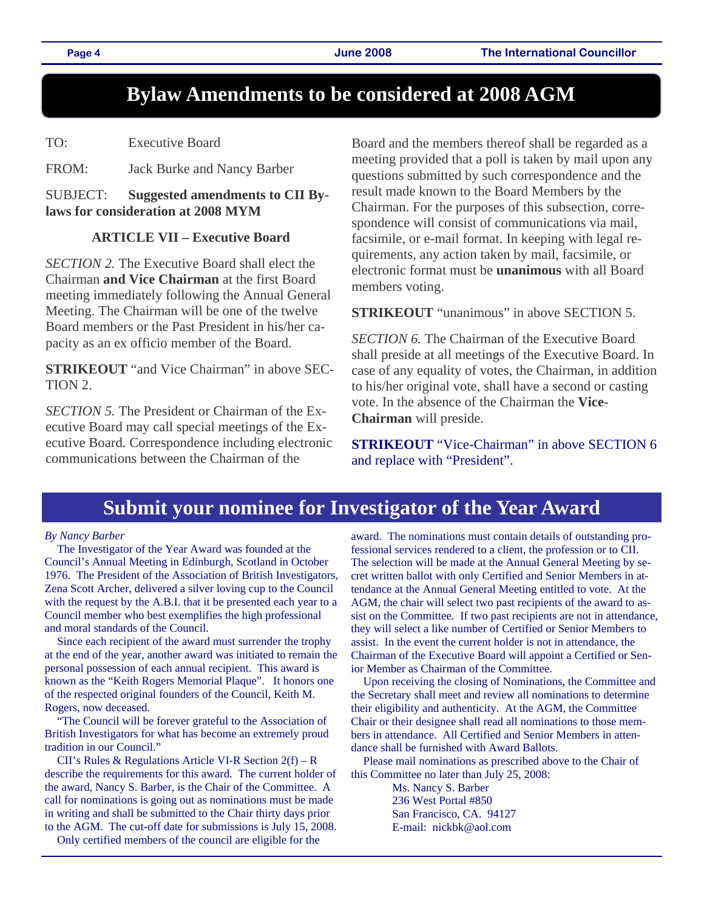# Bylaw Amendments to be considered at 2008 AGM

TO: Executive Board

FROM: Jack Burke and Nancy Barber

SUBJECT: **Suggested amendments to CII Bylaws for consideration at 2008 MYM**

### ARTICLE VII – Executive Board

*SECTION 2.* The Executive Board shall elect the Chairman **and Vice Chairman** at the first Board meeting immediately following the Annual General Meeting. The Chairman will be one of the twelve Board members or the Past President in his/her capacity as an ex officio member of the Board.

**STRIKEOUT** "and Vice Chairman" in above SECTION 2.

*SECTION 5.* The President or Chairman of the Executive Board may call special meetings of the Executive Board. Correspondence including electronic communications between the Chairman of the Board and the members thereof shall be regarded as a meeting provided that a poll is taken by mail upon any questions submitted by such correspondence and the result made known to the Board Members by the Chairman. For the purposes of this subsection, correspondence will consist of communications via mail, facsimile, or e-mail format. In keeping with legal requirements, any action taken by mail, facsimile, or electronic format must be **unanimous** with all Board members voting.

**STRIKEOUT** "unanimous" in above SECTION 5.

*SECTION 6.* The Chairman of the Executive Board shall preside at all meetings of the Executive Board. In case of any equality of votes, the Chairman, in addition to his/her original vote, shall have a second or casting vote. In the absence of the Chairman the **Vice-Chairman** will preside.

**STRIKEOUT** "Vice-Chairman" in above SECTION 6 and replace with "President".

# Submit your nominee for Investigator of the Year Award

*By Nancy Barber*

The Investigator of the Year Award was founded at the Council's Annual Meeting in Edinburgh, Scotland in October 1976. The President of the Association of British Investigators, Zena Scott Archer, delivered a silver loving cup to the Council with the request by the A.B.I. that it be presented each year to a Council member who best exemplifies the high professional and moral standards of the Council.

Since each recipient of the award must surrender the trophy at the end of the year, another award was initiated to remain the personal possession of each annual recipient. This award is known as the "Keith Rogers Memorial Plaque". It honors one of the respected original founders of the Council, Keith M. Rogers, now deceased.

"The Council will be forever grateful to the Association of British Investigators for what has become an extremely proud tradition in our Council."

CII's Rules & Regulations Article VI-R Section 2(f) – R describe the requirements for this award. The current holder of the award, Nancy S. Barber, is the Chair of the Committee. A call for nominations is going out as nominations must be made in writing and shall be submitted to the Chair thirty days prior to the AGM. The cut-off date for submissions is July 15, 2008.

Only certified members of the council are eligible for the award. The nominations must contain details of outstanding professional services rendered to a client, the profession or to CII. The selection will be made at the Annual General Meeting by secret written ballot with only Certified and Senior Members in attendance at the Annual General Meeting entitled to vote. At the AGM, the chair will select two past recipients of the award to assist on the Committee. If two past recipients are not in attendance, they will select a like number of Certified or Senior Members to assist. In the event the current holder is not in attendance, the Chairman of the Executive Board will appoint a Certified or Senior Member as Chairman of the Committee.

Upon receiving the closing of Nominations, the Committee and the Secretary shall meet and review all nominations to determine their eligibility and authenticity. At the AGM, the Committee Chair or their designee shall read all nominations to those members in attendance. All Certified and Senior Members in attendance shall be furnished with Award Ballots.

Please mail nominations as prescribed above to the Chair of this Committee no later than July 25, 2008:

Ms. Nancy S. Barber
236 West Portal #850
San Francisco, CA. 94127
E-mail: nickbk@aol.com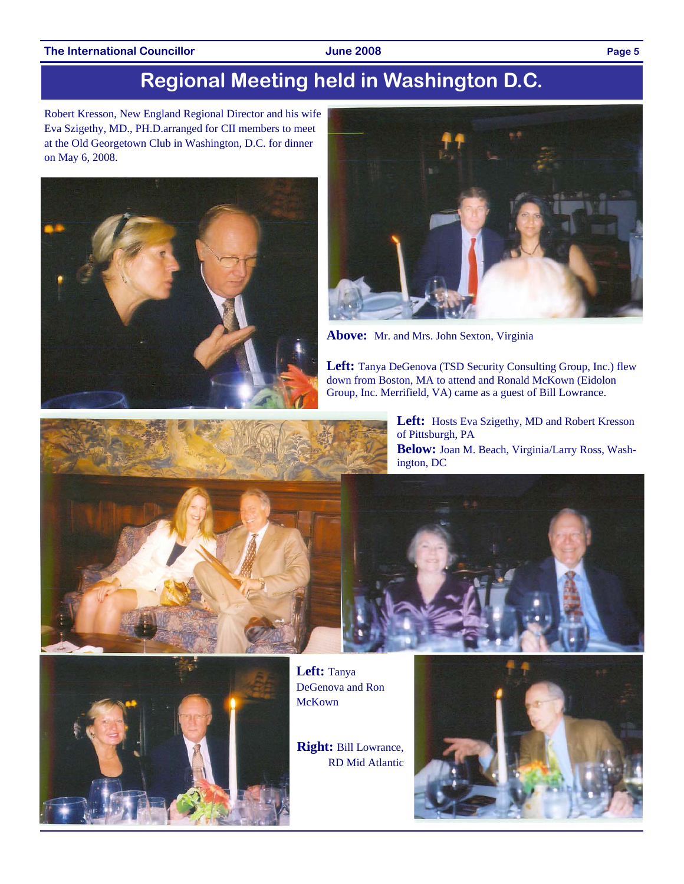# Regional Meeting held in Washington D.C.

Robert Kresson, New England Regional Director and his wife Eva Szigethy, MD., PH.D.arranged for CII members to meet at the Old Georgetown Club in Washington, D.C. for dinner on May 6, 2008.

**Above:** Mr. and Mrs. John Sexton, Virginia

**Left:** Tanya DeGenova (TSD Security Consulting Group, Inc.) flew down from Boston, MA to attend and Ronald McKown (Eidolon Group, Inc. Merrifield, VA) came as a guest of Bill Lowrance.

**Left:** Hosts Eva Szigethy, MD and Robert Kresson of Pittsburgh, PA

**Below:** Joan M. Beach, Virginia/Larry Ross, Washington, DC

**Left:** Tanya DeGenova and Ron McKown

**Right:** Bill Lowrance, RD Mid Atlantic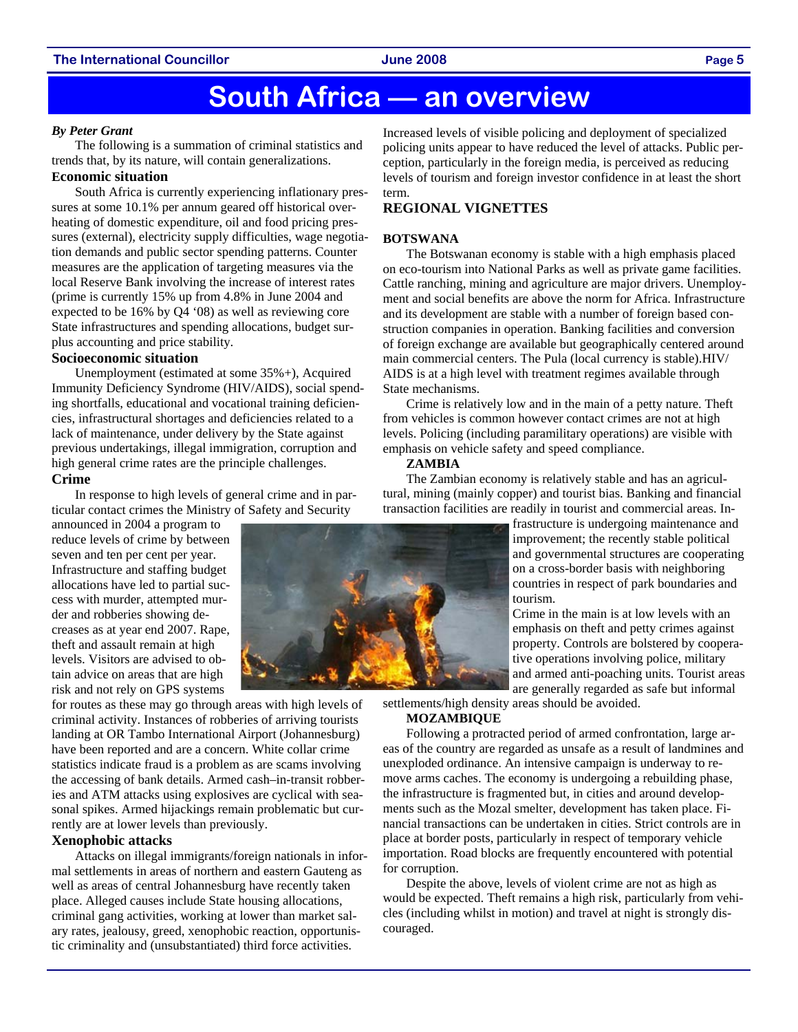# South Africa — an overview

***By Peter Grant***

The following is a summation of criminal statistics and trends that, by its nature, will contain generalizations.

### Economic situation

South Africa is currently experiencing inflationary pressures at some 10.1% per annum geared off historical overheating of domestic expenditure, oil and food pricing pressures (external), electricity supply difficulties, wage negotiation demands and public sector spending patterns. Counter measures are the application of targeting measures via the local Reserve Bank involving the increase of interest rates (prime is currently 15% up from 4.8% in June 2004 and expected to be 16% by Q4 '08) as well as reviewing core State infrastructures and spending allocations, budget surplus accounting and price stability.

### Socioeconomic situation

Unemployment (estimated at some 35%+), Acquired Immunity Deficiency Syndrome (HIV/AIDS), social spending shortfalls, educational and vocational training deficiencies, infrastructural shortages and deficiencies related to a lack of maintenance, under delivery by the State against previous undertakings, illegal immigration, corruption and high general crime rates are the principle challenges.

### Crime

In response to high levels of general crime and in particular contact crimes the Ministry of Safety and Security announced in 2004 a program to reduce levels of crime by between seven and ten per cent per year. Infrastructure and staffing budget allocations have led to partial success with murder, attempted murder and robberies showing decreases as at year end 2007. Rape, theft and assault remain at high levels. Visitors are advised to obtain advice on areas that are high risk and not rely on GPS systems for routes as these may go through areas with high levels of criminal activity. Instances of robberies of arriving tourists landing at OR Tambo International Airport (Johannesburg) have been reported and are a concern. White collar crime statistics indicate fraud is a problem as are scams involving the accessing of bank details. Armed cash–in-transit robberies and ATM attacks using explosives are cyclical with seasonal spikes. Armed hijackings remain problematic but currently are at lower levels than previously.

### Xenophobic attacks

Attacks on illegal immigrants/foreign nationals in informal settlements in areas of northern and eastern Gauteng as well as areas of central Johannesburg have recently taken place. Alleged causes include State housing allocations, criminal gang activities, working at lower than market salary rates, jealousy, greed, xenophobic reaction, opportunistic criminality and (unsubstantiated) third force activities.

Increased levels of visible policing and deployment of specialized policing units appear to have reduced the level of attacks. Public perception, particularly in the foreign media, is perceived as reducing levels of tourism and foreign investor confidence in at least the short term.

## REGIONAL VIGNETTES

### BOTSWANA

The Botswanan economy is stable with a high emphasis placed on eco-tourism into National Parks as well as private game facilities. Cattle ranching, mining and agriculture are major drivers. Unemployment and social benefits are above the norm for Africa. Infrastructure and its development are stable with a number of foreign based construction companies in operation. Banking facilities and conversion of foreign exchange are available but geographically centered around main commercial centers. The Pula (local currency is stable).HIV/AIDS is at a high level with treatment regimes available through State mechanisms.

Crime is relatively low and in the main of a petty nature. Theft from vehicles is common however contact crimes are not at high levels. Policing (including paramilitary operations) are visible with emphasis on vehicle safety and speed compliance.

### ZAMBIA

The Zambian economy is relatively stable and has an agricultural, mining (mainly copper) and tourist bias. Banking and financial transaction facilities are readily in tourist and commercial areas. Infrastructure is undergoing maintenance and improvement; the recently stable political and governmental structures are cooperating on a cross-border basis with neighboring countries in respect of park boundaries and tourism.

Crime in the main is at low levels with an emphasis on theft and petty crimes against property. Controls are bolstered by cooperative operations involving police, military and armed anti-poaching units. Tourist areas are generally regarded as safe but informal settlements/high density areas should be avoided.

### MOZAMBIQUE

Following a protracted period of armed confrontation, large areas of the country are regarded as unsafe as a result of landmines and unexploded ordinance. An intensive campaign is underway to remove arms caches. The economy is undergoing a rebuilding phase, the infrastructure is fragmented but, in cities and around developments such as the Mozal smelter, development has taken place. Financial transactions can be undertaken in cities. Strict controls are in place at border posts, particularly in respect of temporary vehicle importation. Road blocks are frequently encountered with potential for corruption.

Despite the above, levels of violent crime are not as high as would be expected. Theft remains a high risk, particularly from vehicles (including whilst in motion) and travel at night is strongly discouraged.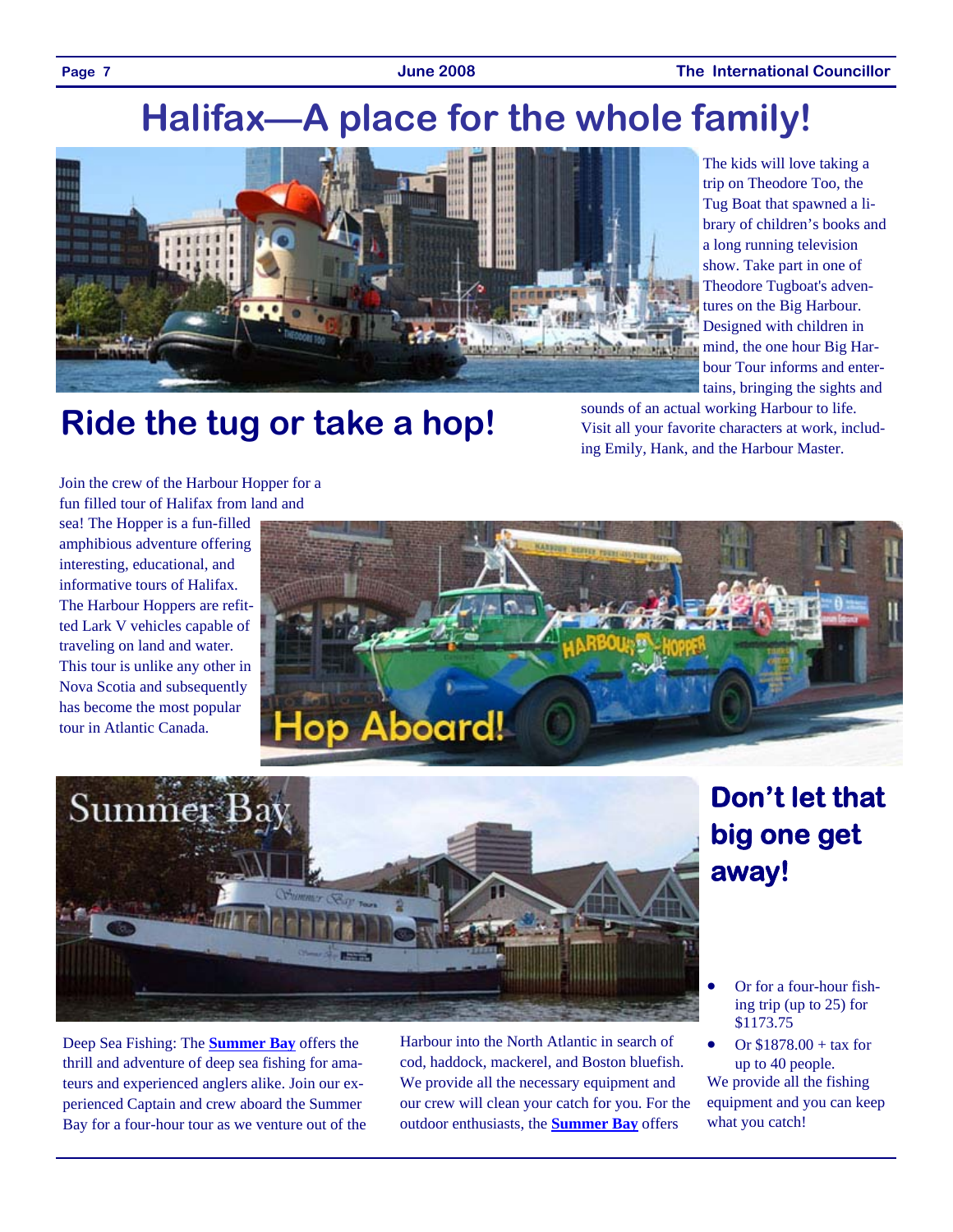# Halifax—A place for the whole family!

## Ride the tug or take a hop!

The kids will love taking a trip on Theodore Too, the Tug Boat that spawned a library of children's books and a long running television show. Take part in one of Theodore Tugboat's adventures on the Big Harbour. Designed with children in mind, the one hour Big Harbour Tour informs and entertains, bringing the sights and sounds of an actual working Harbour to life. Visit all your favorite characters at work, including Emily, Hank, and the Harbour Master.

Join the crew of the Harbour Hopper for a fun filled tour of Halifax from land and sea! The Hopper is a fun-filled amphibious adventure offering interesting, educational, and informative tours of Halifax. The Harbour Hoppers are refitted Lark V vehicles capable of traveling on land and water. This tour is unlike any other in Nova Scotia and subsequently has become the most popular tour in Atlantic Canada.

## Don't let that big one get away!

Deep Sea Fishing: The **Summer Bay** offers the thrill and adventure of deep sea fishing for amateurs and experienced anglers alike. Join our experienced Captain and crew aboard the Summer Bay for a four-hour tour as we venture out of the Harbour into the North Atlantic in search of cod, haddock, mackerel, and Boston bluefish. We provide all the necessary equipment and our crew will clean your catch for you. For the outdoor enthusiasts, the **Summer Bay** offers

- Or for a four-hour fishing trip (up to 25) for $1173.75
- Or $1878.00 + tax for up to 40 people.

We provide all the fishing equipment and you can keep what you catch!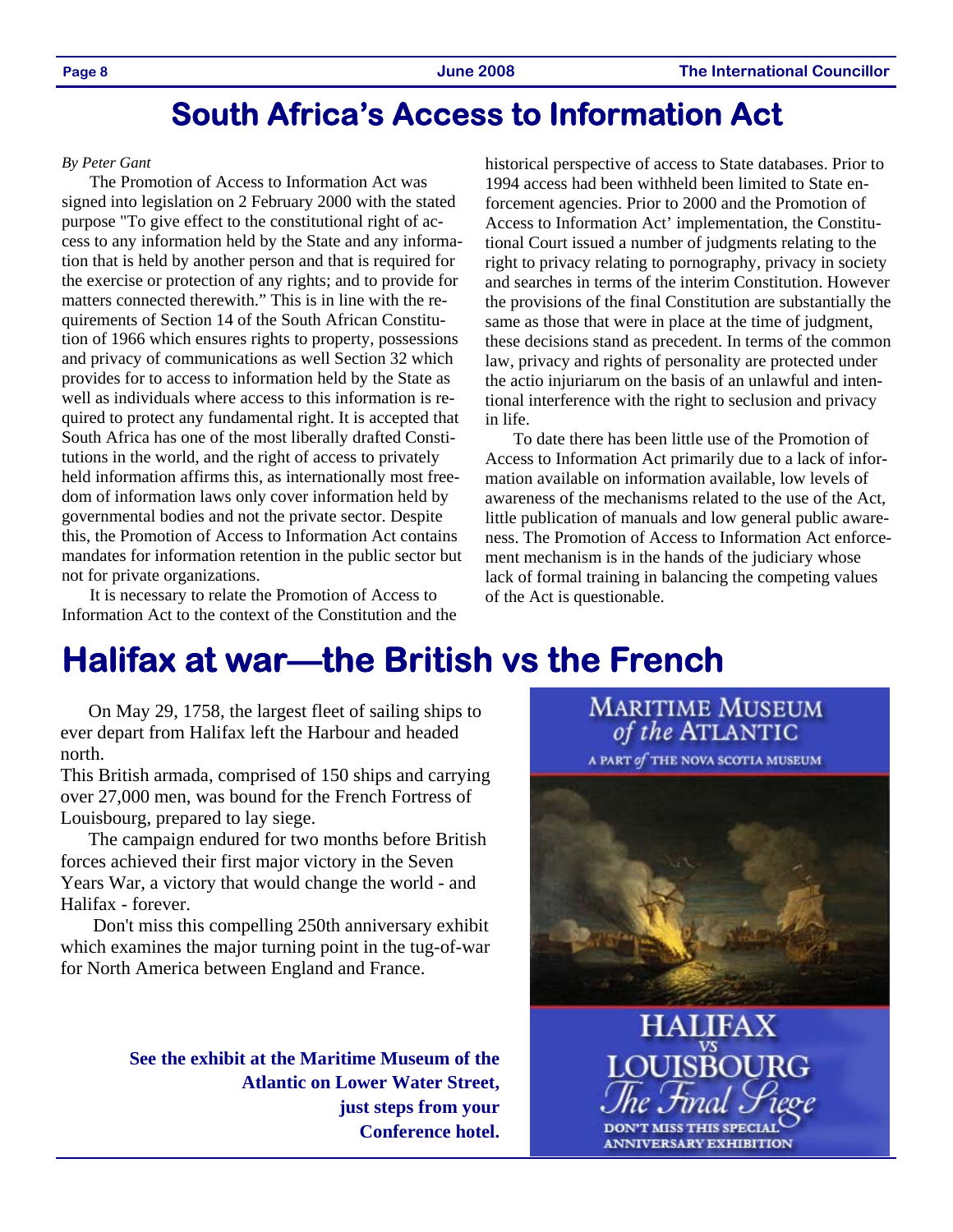# South Africa's Access to Information Act

*By Peter Gant*

The Promotion of Access to Information Act was signed into legislation on 2 February 2000 with the stated purpose "To give effect to the constitutional right of access to any information held by the State and any information that is held by another person and that is required for the exercise or protection of any rights; and to provide for matters connected therewith." This is in line with the requirements of Section 14 of the South African Constitution of 1966 which ensures rights to property, possessions and privacy of communications as well Section 32 which provides for to access to information held by the State as well as individuals where access to this information is required to protect any fundamental right. It is accepted that South Africa has one of the most liberally drafted Constitutions in the world, and the right of access to privately held information affirms this, as internationally most freedom of information laws only cover information held by governmental bodies and not the private sector. Despite this, the Promotion of Access to Information Act contains mandates for information retention in the public sector but not for private organizations.

It is necessary to relate the Promotion of Access to Information Act to the context of the Constitution and the historical perspective of access to State databases. Prior to 1994 access had been withheld been limited to State enforcement agencies. Prior to 2000 and the Promotion of Access to Information Act' implementation, the Constitutional Court issued a number of judgments relating to the right to privacy relating to pornography, privacy in society and searches in terms of the interim Constitution. However the provisions of the final Constitution are substantially the same as those that were in place at the time of judgment, these decisions stand as precedent. In terms of the common law, privacy and rights of personality are protected under the actio injuriarum on the basis of an unlawful and intentional interference with the right to seclusion and privacy in life.

To date there has been little use of the Promotion of Access to Information Act primarily due to a lack of information available on information available, low levels of awareness of the mechanisms related to the use of the Act, little publication of manuals and low general public awareness. The Promotion of Access to Information Act enforcement mechanism is in the hands of the judiciary whose lack of formal training in balancing the competing values of the Act is questionable.

# Halifax at war—the British vs the French

On May 29, 1758, the largest fleet of sailing ships to ever depart from Halifax left the Harbour and headed north.

This British armada, comprised of 150 ships and carrying over 27,000 men, was bound for the French Fortress of Louisbourg, prepared to lay siege.

The campaign endured for two months before British forces achieved their first major victory in the Seven Years War, a victory that would change the world - and Halifax - forever.

Don't miss this compelling 250th anniversary exhibit which examines the major turning point in the tug-of-war for North America between England and France.

**See the exhibit at the Maritime Museum of the Atlantic on Lower Water Street, just steps from your Conference hotel.**

MARITIME MUSEUM *of the* ATLANTIC

A PART *of* THE NOVA SCOTIA MUSEUM

HALIFAX VS LOUISBOURG *The Final Siege*

DON'T MISS THIS SPECIAL ANNIVERSARY EXHIBITION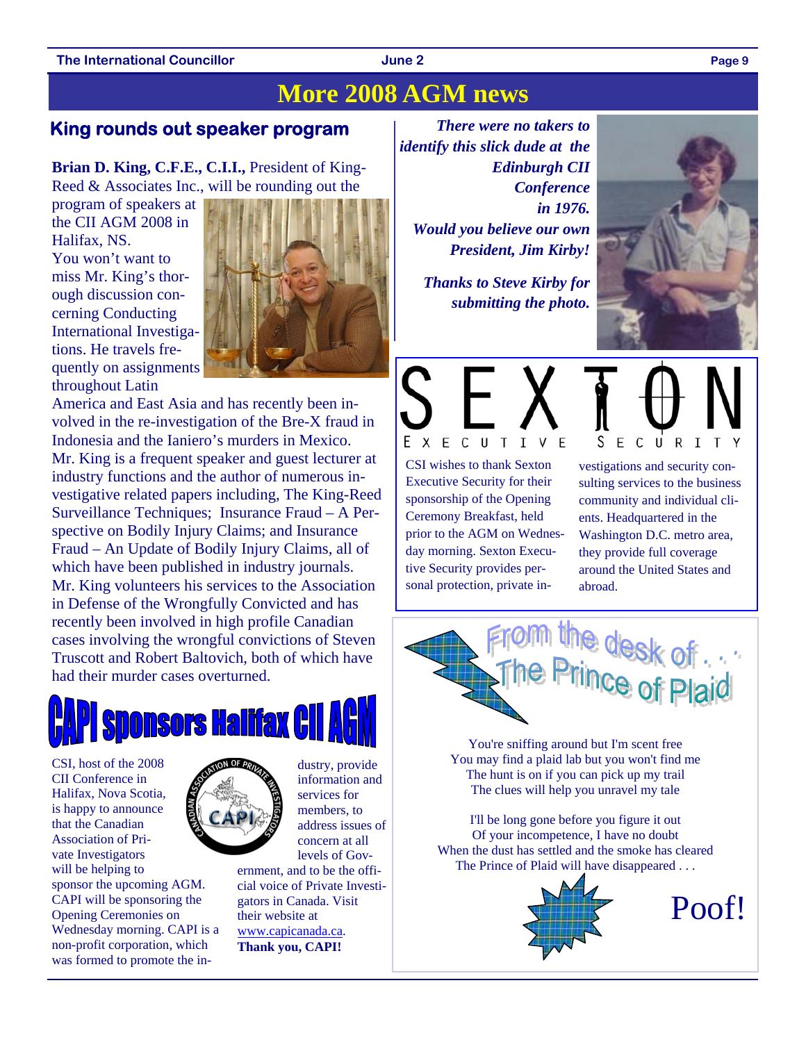# More 2008 AGM news

## King rounds out speaker program

**Brian D. King, C.F.E., C.I.I.,** President of King-Reed & Associates Inc., will be rounding out the program of speakers at the CII AGM 2008 in Halifax, NS.

You won't want to miss Mr. King's thorough discussion concerning Conducting International Investigations. He travels frequently on assignments throughout Latin America and East Asia and has recently been involved in the re-investigation of the Bre-X fraud in Indonesia and the Ianiero's murders in Mexico.

Mr. King is a frequent speaker and guest lecturer at industry functions and the author of numerous investigative related papers including, The King-Reed Surveillance Techniques; Insurance Fraud – A Perspective on Bodily Injury Claims; and Insurance Fraud – An Update of Bodily Injury Claims, all of which have been published in industry journals.

Mr. King volunteers his services to the Association in Defense of the Wrongfully Convicted and has recently been involved in high profile Canadian cases involving the wrongful convictions of Steven Truscott and Robert Baltovich, both of which have had their murder cases overturned.

## CAPI sponsors Halifax CII AGM

CSI, host of the 2008 CII Conference in Halifax, Nova Scotia, is happy to announce that the Canadian Association of Private Investigators will be helping to sponsor the upcoming AGM. CAPI will be sponsoring the Opening Ceremonies on Wednesday morning. CAPI is a non-profit corporation, which was formed to promote the industry, provide information and services for members, to address issues of concern at all levels of Government, and to be the official voice of Private Investigators in Canada. Visit their website at www.capicanada.ca. **Thank you, CAPI!**

***There were no takers to identify this slick dude at the Edinburgh CII Conference in 1976. Would you believe our own President, Jim Kirby!***

***Thanks to Steve Kirby for submitting the photo.***

SEXTON EXECUTIVE SECURITY

CSI wishes to thank Sexton Executive Security for their sponsorship of the Opening Ceremony Breakfast, held prior to the AGM on Wednesday morning. Sexton Executive Security provides personal protection, private investigations and security consulting services to the business community and individual clients. Headquartered in the Washington D.C. metro area, they provide full coverage around the United States and abroad.

## From the desk of . . . The Prince of Plaid

You're sniffing around but I'm scent free
You may find a plaid lab but you won't find me
The hunt is on if you can pick up my trail
The clues will help you unravel my tale

I'll be long gone before you figure it out
Of your incompetence, I have no doubt
When the dust has settled and the smoke has cleared
The Prince of Plaid will have disappeared . . .

Poof!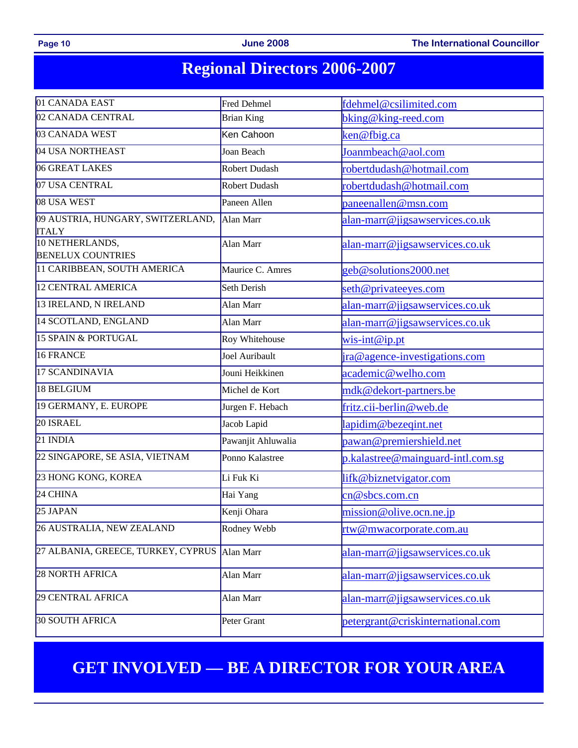# Regional Directors 2006-2007

| Region | Director | Email |
|---|---|---|
| 01 CANADA EAST | Fred Dehmel | fdehmel@csilimited.com |
| 02 CANADA CENTRAL | Brian King | bking@king-reed.com |
| 03 CANADA WEST | Ken Cahoon | ken@fbig.ca |
| 04 USA NORTHEAST | Joan Beach | Joanmbeach@aol.com |
| 06 GREAT LAKES | Robert Dudash | robertdudash@hotmail.com |
| 07 USA CENTRAL | Robert Dudash | robertdudash@hotmail.com |
| 08 USA WEST | Paneen Allen | paneenallen@msn.com |
| 09 AUSTRIA, HUNGARY, SWITZERLAND, ITALY | Alan Marr | alan-marr@jigsawservices.co.uk |
| 10 NETHERLANDS, BENELUX COUNTRIES | Alan Marr | alan-marr@jigsawservices.co.uk |
| 11 CARIBBEAN, SOUTH AMERICA | Maurice C. Amres | geb@solutions2000.net |
| 12 CENTRAL AMERICA | Seth Derish | seth@privateeyes.com |
| 13 IRELAND, N IRELAND | Alan Marr | alan-marr@jigsawservices.co.uk |
| 14 SCOTLAND, ENGLAND | Alan Marr | alan-marr@jigsawservices.co.uk |
| 15 SPAIN & PORTUGAL | Roy Whitehouse | wis-int@ip.pt |
| 16 FRANCE | Joel Auribault | jra@agence-investigations.com |
| 17 SCANDINAVIA | Jouni Heikkinen | academic@welho.com |
| 18 BELGIUM | Michel de Kort | mdk@dekort-partners.be |
| 19 GERMANY, E. EUROPE | Jurgen F. Hebach | fritz.cii-berlin@web.de |
| 20 ISRAEL | Jacob Lapid | lapidim@bezeqint.net |
| 21 INDIA | Pawanjit Ahluwalia | pawan@premiershield.net |
| 22 SINGAPORE, SE ASIA, VIETNAM | Ponno Kalastree | p.kalastree@mainguard-intl.com.sg |
| 23 HONG KONG, KOREA | Li Fuk Ki | lifk@biznetvigator.com |
| 24 CHINA | Hai Yang | cn@sbcs.com.cn |
| 25 JAPAN | Kenji Ohara | mission@olive.ocn.ne.jp |
| 26 AUSTRALIA, NEW ZEALAND | Rodney Webb | rtw@mwacorporate.com.au |
| 27 ALBANIA, GREECE, TURKEY, CYPRUS | Alan Marr | alan-marr@jigsawservices.co.uk |
| 28 NORTH AFRICA | Alan Marr | alan-marr@jigsawservices.co.uk |
| 29 CENTRAL AFRICA | Alan Marr | alan-marr@jigsawservices.co.uk |
| 30 SOUTH AFRICA | Peter Grant | petergrant@criskinternational.com |

## GET INVOLVED — BE A DIRECTOR FOR YOUR AREA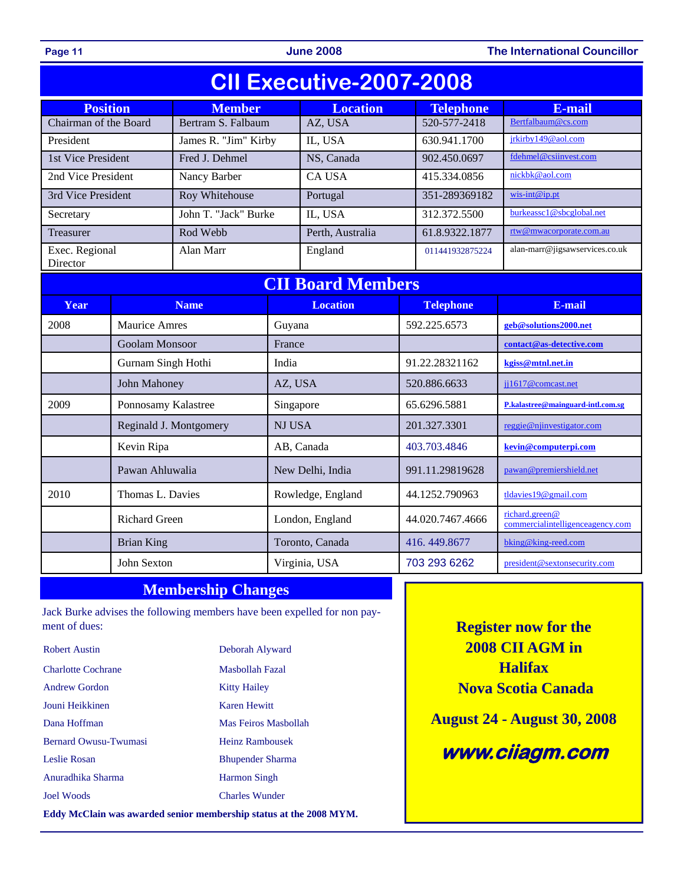# CII Executive-2007-2008

| Position | Member | Location | Telephone | E-mail |
| --- | --- | --- | --- | --- |
| Chairman of the Board | Bertram S. Falbaum | AZ, USA | 520-577-2418 | Bertfalbaum@cs.com |
| President | James R. "Jim" Kirby | IL, USA | 630.941.1700 | jrkirby149@aol.com |
| 1st Vice President | Fred J. Dehmel | NS, Canada | 902.450.0697 | fdehmel@csiinvest.com |
| 2nd Vice President | Nancy Barber | CA USA | 415.334.0856 | nickbk@aol.com |
| 3rd Vice President | Roy Whitehouse | Portugal | 351-289369182 | wis-int@ip.pt |
| Secretary | John T. "Jack" Burke | IL, USA | 312.372.5500 | burkeassc1@sbcglobal.net |
| Treasurer | Rod Webb | Perth, Australia | 61.8.9322.1877 | rtw@mwacorporate.com.au |
| Exec. Regional Director | Alan Marr | England | 011441932875224 | alan-marr@jigsawservices.co.uk |

## CII Board Members

| Year | Name | Location | Telephone | E-mail |
| --- | --- | --- | --- | --- |
| 2008 | Maurice Amres | Guyana | 592.225.6573 | geb@solutions2000.net |
| | Goolam Monsoor | France | | contact@as-detective.com |
| | Gurnam Singh Hothi | India | 91.22.28321162 | kgiss@mtnl.net.in |
| | John Mahoney | AZ, USA | 520.886.6633 | jj1617@comcast.net |
| 2009 | Ponnosamy Kalastree | Singapore | 65.6296.5881 | P.kalastree@mainguard-intl.com.sg |
| | Reginald J. Montgomery | NJ USA | 201.327.3301 | reggie@njinvestigator.com |
| | Kevin Ripa | AB, Canada | 403.703.4846 | kevin@computerpi.com |
| | Pawan Ahluwalia | New Delhi, India | 991.11.29819628 | pawan@premiershield.net |
| 2010 | Thomas L. Davies | Rowledge, England | 44.1252.790963 | tldavies19@gmail.com |
| | Richard Green | London, England | 44.020.7467.4666 | richard.green@commercialintelligenceagency.com |
| | Brian King | Toronto, Canada | 416. 449.8677 | bking@king-reed.com |
| | John Sexton | Virginia, USA | 703 293 6262 | president@sextonsecurity.com |

## Membership Changes

Jack Burke advises the following members have been expelled for non payment of dues:

- Robert Austin
- Charlotte Cochrane
- Andrew Gordon
- Jouni Heikkinen
- Dana Hoffman
- Bernard Owusu-Twumasi
- Leslie Rosan
- Anuradhika Sharma
- Joel Woods
- Deborah Alyward
- Masbollah Fazal
- Kitty Hailey
- Karen Hewitt
- Mas Feiros Masbollah
- Heinz Rambousek
- Bhupender Sharma
- Harmon Singh
- Charles Wunder

**Eddy McClain was awarded senior membership status at the 2008 MYM.**

**Register now for the 2008 CII AGM in Halifax Nova Scotia Canada**

**August 24 - August 30, 2008**

***www.ciiagm.com***